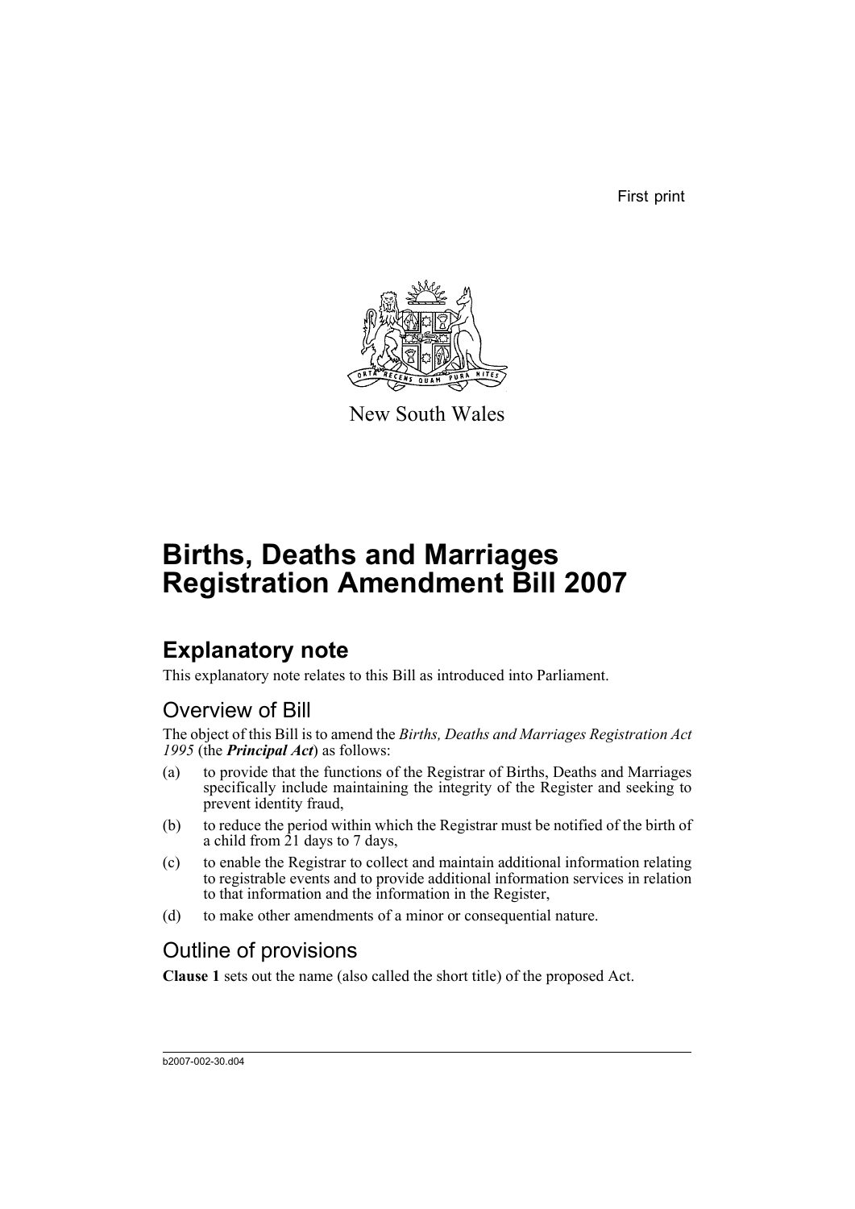First print

New South Wales

# Births, Deaths and Marriages Registration Amendment Bill 2007

## Explanatory note

This explanatory note relates to this Bill as introduced into Parliament.

### Overview of Bill

The object of this Bill is to amend the *Births, Deaths and Marriages Registration Act 1995* (the ***Principal Act***) as follows:

(a) to provide that the functions of the Registrar of Births, Deaths and Marriages specifically include maintaining the integrity of the Register and seeking to prevent identity fraud,

(b) to reduce the period within which the Registrar must be notified of the birth of a child from 21 days to 7 days,

(c) to enable the Registrar to collect and maintain additional information relating to registrable events and to provide additional information services in relation to that information and the information in the Register,

(d) to make other amendments of a minor or consequential nature.

### Outline of provisions

**Clause 1** sets out the name (also called the short title) of the proposed Act.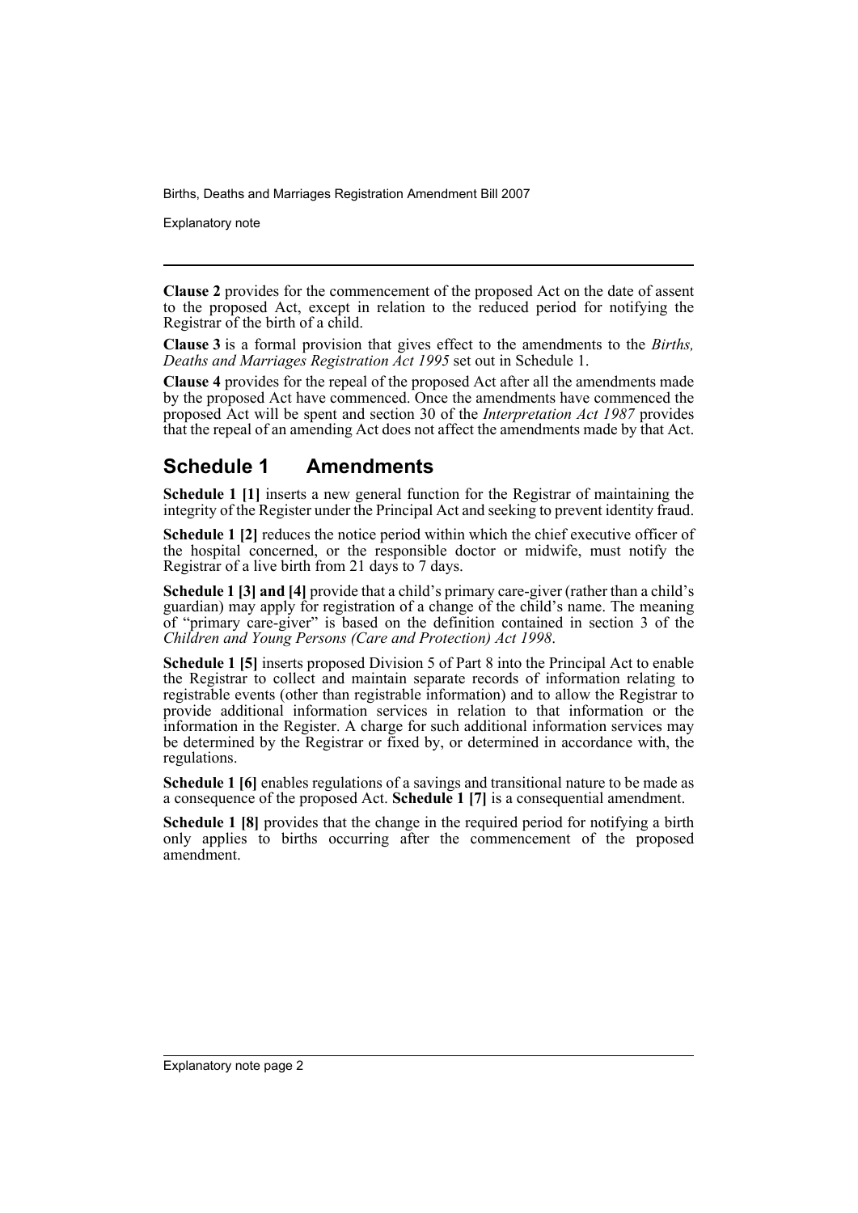**Clause 2** provides for the commencement of the proposed Act on the date of assent to the proposed Act, except in relation to the reduced period for notifying the Registrar of the birth of a child.

**Clause 3** is a formal provision that gives effect to the amendments to the *Births, Deaths and Marriages Registration Act 1995* set out in Schedule 1.

**Clause 4** provides for the repeal of the proposed Act after all the amendments made by the proposed Act have commenced. Once the amendments have commenced the proposed Act will be spent and section 30 of the *Interpretation Act 1987* provides that the repeal of an amending Act does not affect the amendments made by that Act.

## Schedule 1 Amendments

**Schedule 1 [1]** inserts a new general function for the Registrar of maintaining the integrity of the Register under the Principal Act and seeking to prevent identity fraud.

**Schedule 1 [2]** reduces the notice period within which the chief executive officer of the hospital concerned, or the responsible doctor or midwife, must notify the Registrar of a live birth from 21 days to 7 days.

**Schedule 1 [3] and [4]** provide that a child's primary care-giver (rather than a child's guardian) may apply for registration of a change of the child's name. The meaning of "primary care-giver" is based on the definition contained in section 3 of the *Children and Young Persons (Care and Protection) Act 1998*.

**Schedule 1 [5]** inserts proposed Division 5 of Part 8 into the Principal Act to enable the Registrar to collect and maintain separate records of information relating to registrable events (other than registrable information) and to allow the Registrar to provide additional information services in relation to that information or the information in the Register. A charge for such additional information services may be determined by the Registrar or fixed by, or determined in accordance with, the regulations.

**Schedule 1 [6]** enables regulations of a savings and transitional nature to be made as a consequence of the proposed Act. **Schedule 1 [7]** is a consequential amendment.

**Schedule 1 [8]** provides that the change in the required period for notifying a birth only applies to births occurring after the commencement of the proposed amendment.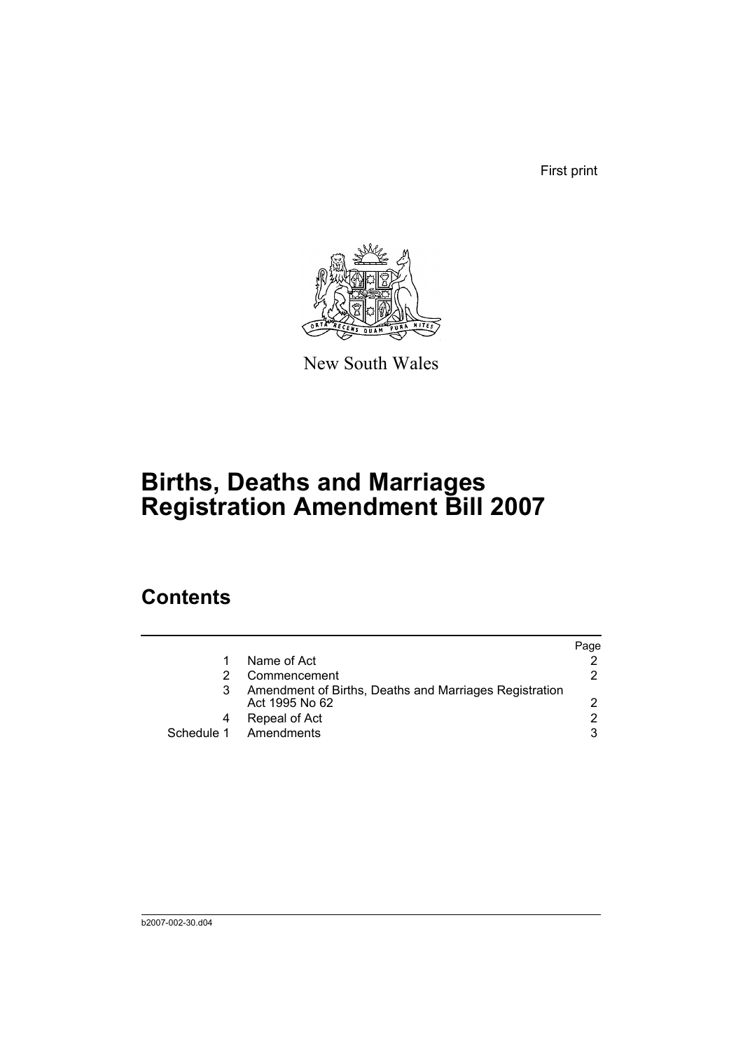First print

New South Wales

# Births, Deaths and Marriages Registration Amendment Bill 2007

## Contents

| | | Page |
|---|---|---|
| 1 | Name of Act | 2 |
| 2 | Commencement | 2 |
| 3 | Amendment of Births, Deaths and Marriages Registration Act 1995 No 62 | 2 |
| 4 | Repeal of Act | 2 |
| Schedule 1 | Amendments | 3 |

b2007-002-30.d04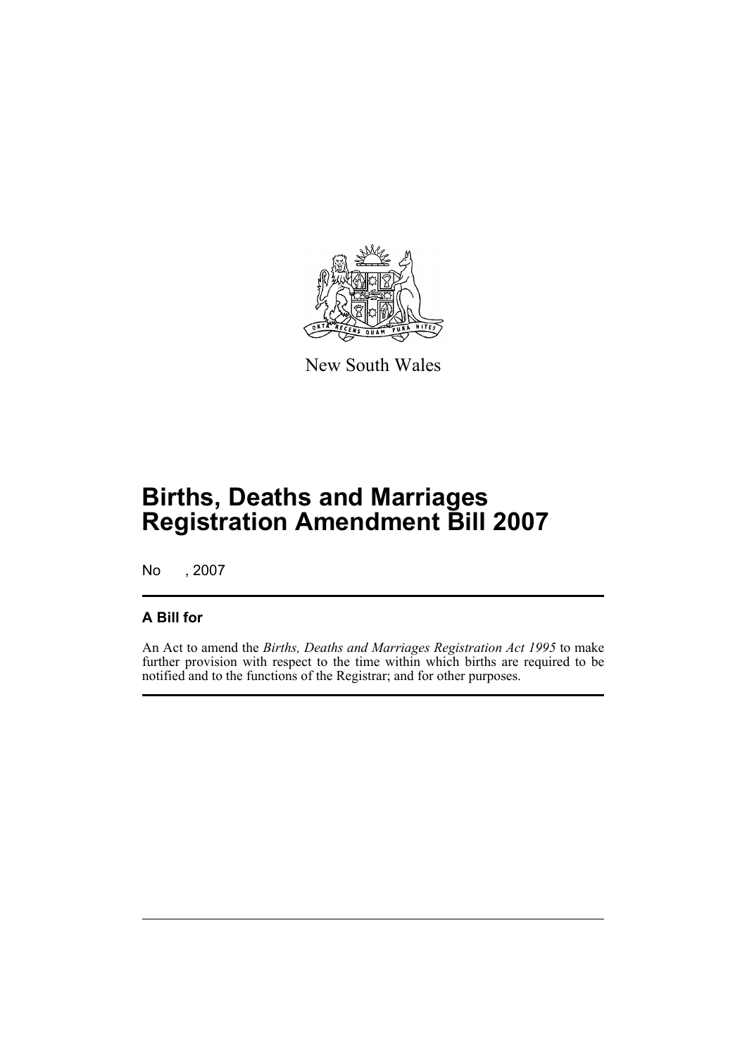New South Wales

# Births, Deaths and Marriages Registration Amendment Bill 2007

No , 2007

## A Bill for

An Act to amend the *Births, Deaths and Marriages Registration Act 1995* to make further provision with respect to the time within which births are required to be notified and to the functions of the Registrar; and for other purposes.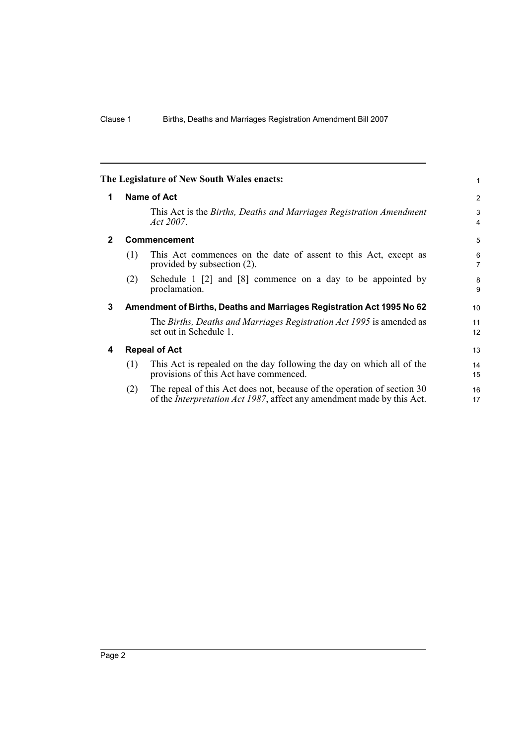The Legislature of New South Wales enacts:

## 1 Name of Act

This Act is the *Births, Deaths and Marriages Registration Amendment Act 2007*.

## 2 Commencement

(1) This Act commences on the date of assent to this Act, except as provided by subsection (2).

(2) Schedule 1 [2] and [8] commence on a day to be appointed by proclamation.

## 3 Amendment of Births, Deaths and Marriages Registration Act 1995 No 62

The *Births, Deaths and Marriages Registration Act 1995* is amended as set out in Schedule 1.

## 4 Repeal of Act

(1) This Act is repealed on the day following the day on which all of the provisions of this Act have commenced.

(2) The repeal of this Act does not, because of the operation of section 30 of the *Interpretation Act 1987*, affect any amendment made by this Act.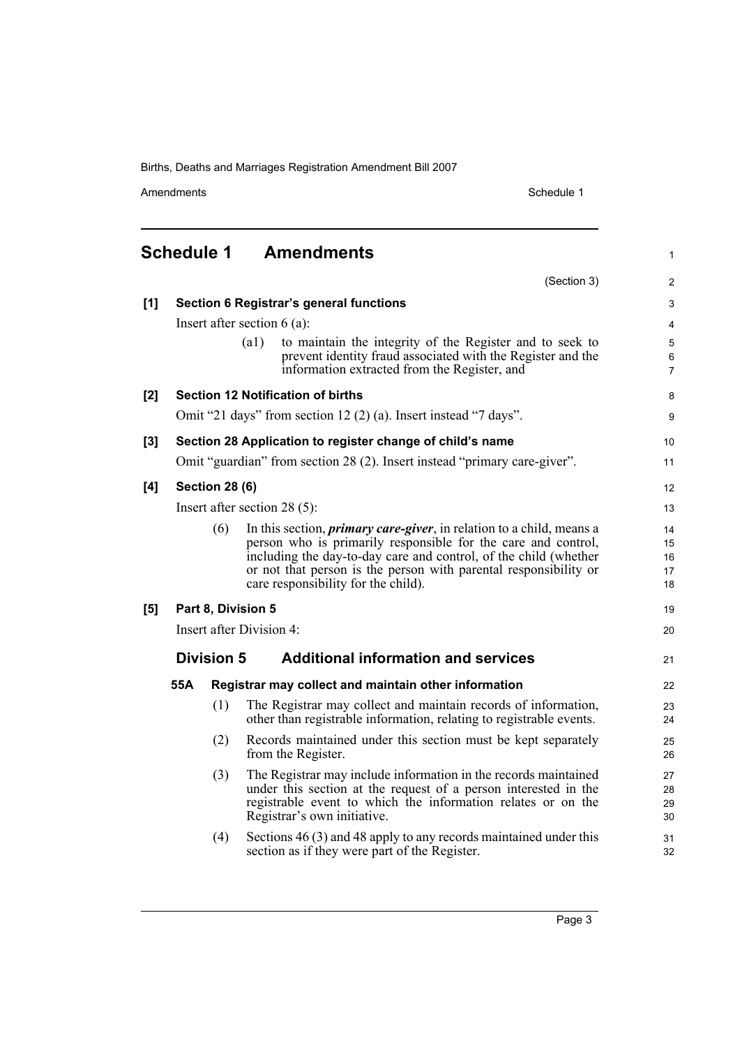## Schedule 1 Amendments

(Section 3)

**[1] Section 6 Registrar's general functions**

Insert after section 6 (a):

> (a1) to maintain the integrity of the Register and to seek to prevent identity fraud associated with the Register and the information extracted from the Register, and

**[2] Section 12 Notification of births**

Omit "21 days" from section 12 (2) (a). Insert instead "7 days".

**[3] Section 28 Application to register change of child's name**

Omit "guardian" from section 28 (2). Insert instead "primary care-giver".

**[4] Section 28 (6)**

Insert after section 28 (5):

> (6) In this section, ***primary care-giver***, in relation to a child, means a person who is primarily responsible for the care and control, including the day-to-day care and control, of the child (whether or not that person is the person with parental responsibility or care responsibility for the child).

**[5] Part 8, Division 5**

Insert after Division 4:

### Division 5 Additional information and services

#### 55A Registrar may collect and maintain other information

(1) The Registrar may collect and maintain records of information, other than registrable information, relating to registrable events.

(2) Records maintained under this section must be kept separately from the Register.

(3) The Registrar may include information in the records maintained under this section at the request of a person interested in the registrable event to which the information relates or on the Registrar's own initiative.

(4) Sections 46 (3) and 48 apply to any records maintained under this section as if they were part of the Register.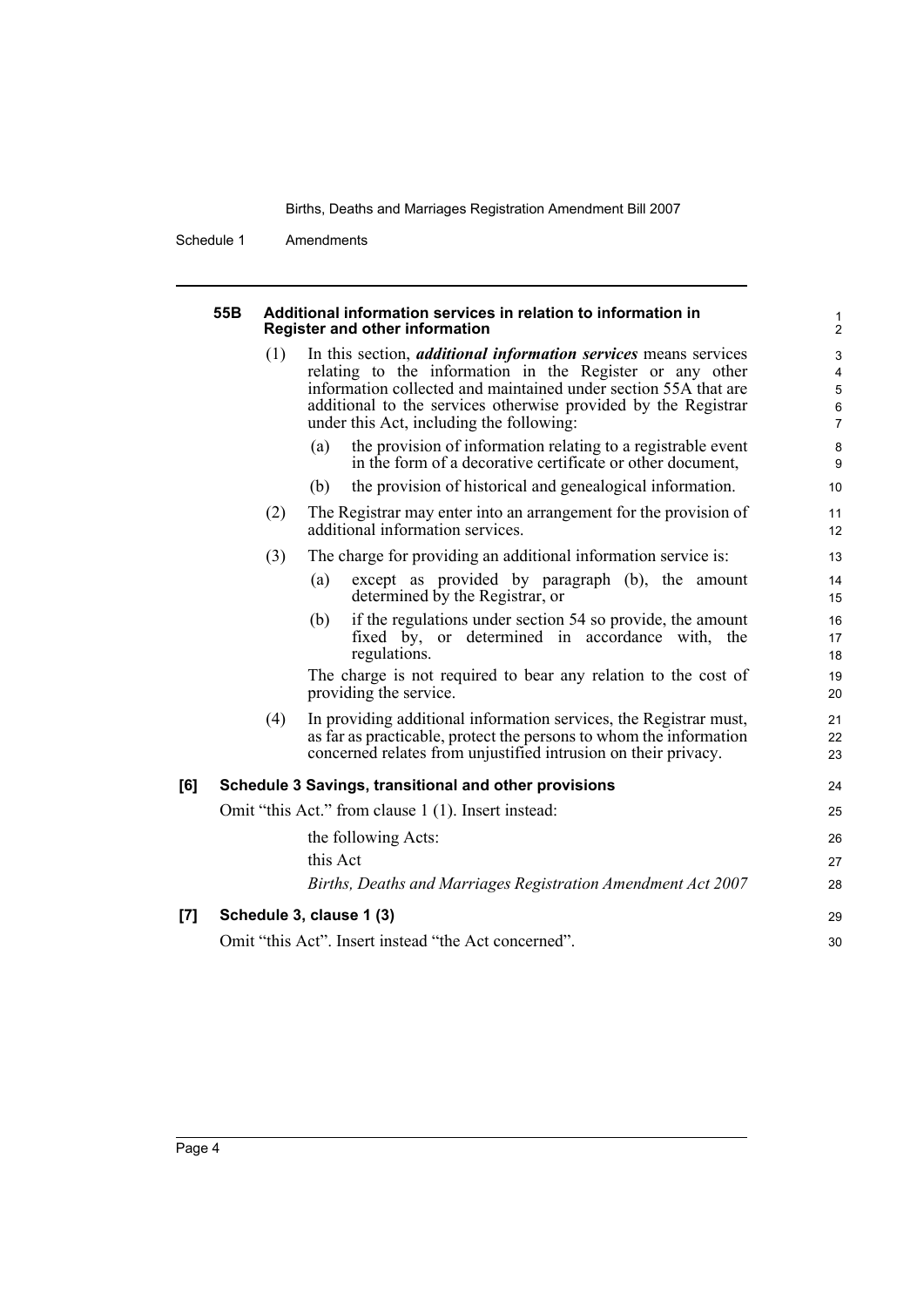### 55B Additional information services in relation to information in Register and other information

(1) In this section, ***additional information services*** means services relating to the information in the Register or any other information collected and maintained under section 55A that are additional to the services otherwise provided by the Registrar under this Act, including the following:

(a) the provision of information relating to a registrable event in the form of a decorative certificate or other document,

(b) the provision of historical and genealogical information.

(2) The Registrar may enter into an arrangement for the provision of additional information services.

(3) The charge for providing an additional information service is:

(a) except as provided by paragraph (b), the amount determined by the Registrar, or

(b) if the regulations under section 54 so provide, the amount fixed by, or determined in accordance with, the regulations.

The charge is not required to bear any relation to the cost of providing the service.

(4) In providing additional information services, the Registrar must, as far as practicable, protect the persons to whom the information concerned relates from unjustified intrusion on their privacy.

### [6] Schedule 3 Savings, transitional and other provisions

Omit "this Act." from clause 1 (1). Insert instead:

the following Acts:

this Act

*Births, Deaths and Marriages Registration Amendment Act 2007*

### [7] Schedule 3, clause 1 (3)

Omit "this Act". Insert instead "the Act concerned".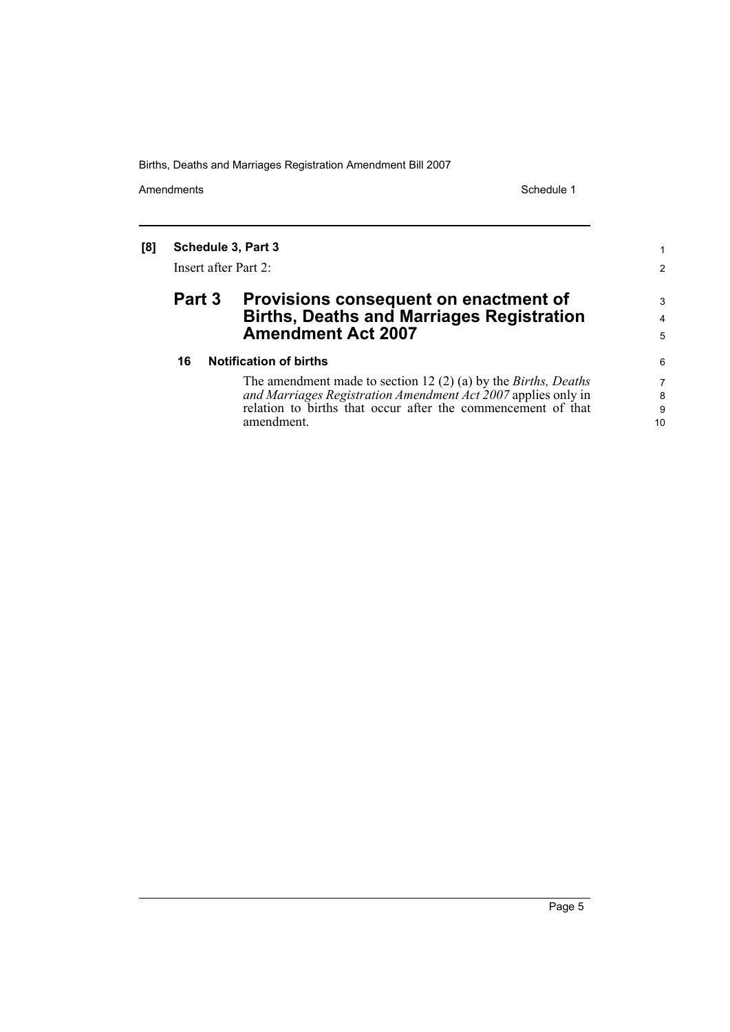**[8] Schedule 3, Part 3**

Insert after Part 2:

## Part 3 Provisions consequent on enactment of Births, Deaths and Marriages Registration Amendment Act 2007

### 16 Notification of births

The amendment made to section 12 (2) (a) by the *Births, Deaths and Marriages Registration Amendment Act 2007* applies only in relation to births that occur after the commencement of that amendment.